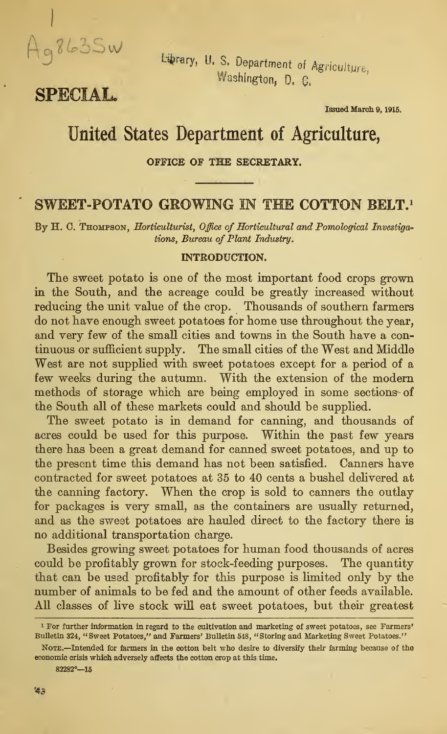Ag863Sw

Library, U. S. Department of Agriculture, Washington, D. C.

**SPECIAL.**

Issued March 9, 1915.

# United States Department of Agriculture,

OFFICE OF THE SECRETARY.

## SWEET-POTATO GROWING IN THE COTTON BELT.[1]

By H. C. Thompson, *Horticulturist, Office of Horticultural and Pomological Investigations, Bureau of Plant Industry.*

### INTRODUCTION.

The sweet potato is one of the most important food crops grown in the South, and the acreage could be greatly increased without reducing the unit value of the crop. Thousands of southern farmers do not have enough sweet potatoes for home use throughout the year, and very few of the small cities and towns in the South have a continuous or sufficient supply. The small cities of the West and Middle West are not supplied with sweet potatoes except for a period of a few weeks during the autumn. With the extension of the modern methods of storage which are being employed in some sections of the South all of these markets could and should be supplied.

The sweet potato is in demand for canning, and thousands of acres could be used for this purpose. Within the past few years there has been a great demand for canned sweet potatoes, and up to the present time this demand has not been satisfied. Canners have contracted for sweet potatoes at 35 to 40 cents a bushel delivered at the canning factory. When the crop is sold to canners the outlay for packages is very small, as the containers are usually returned, and as the sweet potatoes are hauled direct to the factory there is no additional transportation charge.

Besides growing sweet potatoes for human food thousands of acres could be profitably grown for stock-feeding purposes. The quantity that can be used profitably for this purpose is limited only by the number of animals to be fed and the amount of other feeds available. All classes of live stock will eat sweet potatoes, but their greatest

[1] For further information in regard to the cultivation and marketing of sweet potatoes, see Farmers' Bulletin 324, "Sweet Potatoes," and Farmers' Bulletin 548, "Storing and Marketing Sweet Potatoes."

Note.—Intended for farmers in the cotton belt who desire to diversify their farming because of the economic crisis which adversely affects the cotton crop at this time.

82282°—15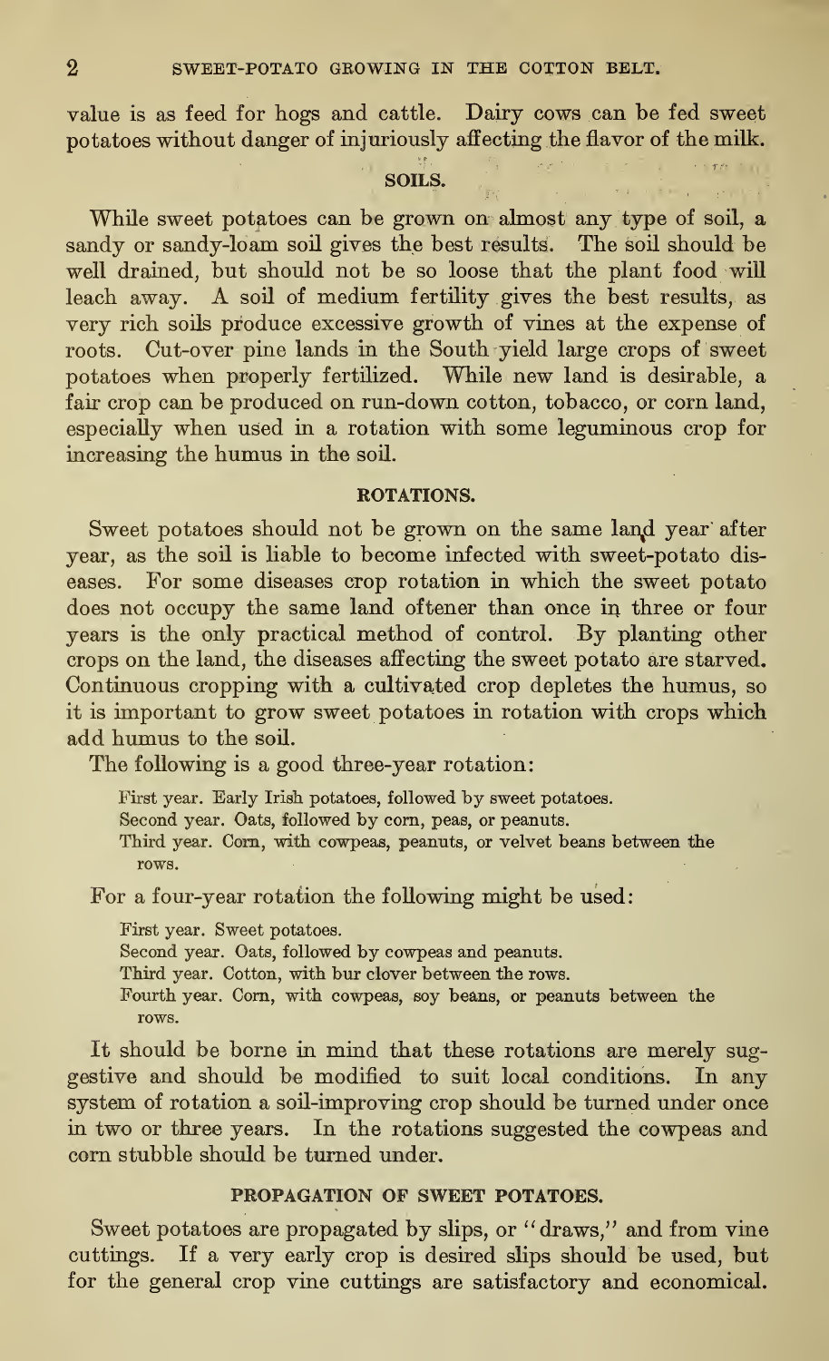value is as feed for hogs and cattle. Dairy cows can be fed sweet potatoes without danger of injuriously affecting the flavor of the milk.

## SOILS.

While sweet potatoes can be grown on almost any type of soil, a sandy or sandy-loam soil gives the best results. The soil should be well drained, but should not be so loose that the plant food will leach away. A soil of medium fertility gives the best results, as very rich soils produce excessive growth of vines at the expense of roots. Cut-over pine lands in the South yield large crops of sweet potatoes when properly fertilized. While new land is desirable, a fair crop can be produced on run-down cotton, tobacco, or corn land, especially when used in a rotation with some leguminous crop for increasing the humus in the soil.

## ROTATIONS.

Sweet potatoes should not be grown on the same land year after year, as the soil is liable to become infected with sweet-potato diseases. For some diseases crop rotation in which the sweet potato does not occupy the same land oftener than once in three or four years is the only practical method of control. By planting other crops on the land, the diseases affecting the sweet potato are starved. Continuous cropping with a cultivated crop depletes the humus, so it is important to grow sweet potatoes in rotation with crops which add humus to the soil.

The following is a good three-year rotation:

First year. Early Irish potatoes, followed by sweet potatoes.
Second year. Oats, followed by corn, peas, or peanuts.
Third year. Corn, with cowpeas, peanuts, or velvet beans between the rows.

For a four-year rotation the following might be used:

First year. Sweet potatoes.
Second year. Oats, followed by cowpeas and peanuts.
Third year. Cotton, with bur clover between the rows.
Fourth year. Corn, with cowpeas, soy beans, or peanuts between the rows.

It should be borne in mind that these rotations are merely suggestive and should be modified to suit local conditions. In any system of rotation a soil-improving crop should be turned under once in two or three years. In the rotations suggested the cowpeas and corn stubble should be turned under.

## PROPAGATION OF SWEET POTATOES.

Sweet potatoes are propagated by slips, or "draws," and from vine cuttings. If a very early crop is desired slips should be used, but for the general crop vine cuttings are satisfactory and economical.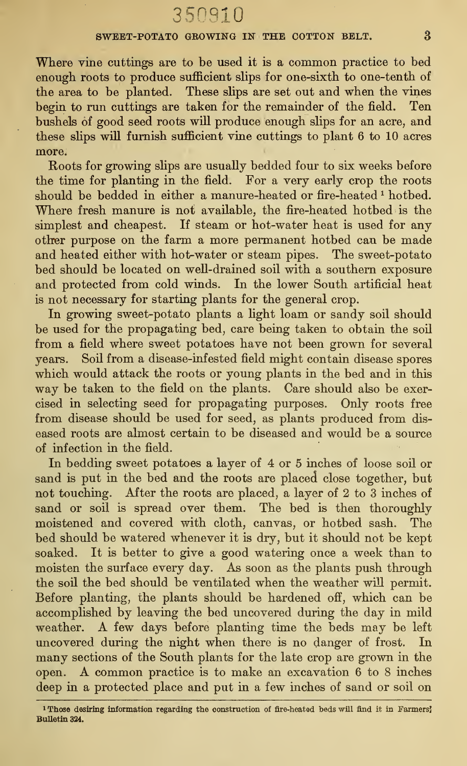Where vine cuttings are to be used it is a common practice to bed enough roots to produce sufficient slips for one-sixth to one-tenth of the area to be planted. These slips are set out and when the vines begin to run cuttings are taken for the remainder of the field. Ten bushels of good seed roots will produce enough slips for an acre, and these slips will furnish sufficient vine cuttings to plant 6 to 10 acres more.

Roots for growing slips are usually bedded four to six weeks before the time for planting in the field. For a very early crop the roots should be bedded in either a manure-heated or fire-heated [1] hotbed. Where fresh manure is not available, the fire-heated hotbed is the simplest and cheapest. If steam or hot-water heat is used for any other purpose on the farm a more permanent hotbed can be made and heated either with hot-water or steam pipes. The sweet-potato bed should be located on well-drained soil with a southern exposure and protected from cold winds. In the lower South artificial heat is not necessary for starting plants for the general crop.

In growing sweet-potato plants a light loam or sandy soil should be used for the propagating bed, care being taken to obtain the soil from a field where sweet potatoes have not been grown for several years. Soil from a disease-infested field might contain disease spores which would attack the roots or young plants in the bed and in this way be taken to the field on the plants. Care should also be exercised in selecting seed for propagating purposes. Only roots free from disease should be used for seed, as plants produced from diseased roots are almost certain to be diseased and would be a source of infection in the field.

In bedding sweet potatoes a layer of 4 or 5 inches of loose soil or sand is put in the bed and the roots are placed close together, but not touching. After the roots are placed, a layer of 2 to 3 inches of sand or soil is spread over them. The bed is then thoroughly moistened and covered with cloth, canvas, or hotbed sash. The bed should be watered whenever it is dry, but it should not be kept soaked. It is better to give a good watering once a week than to moisten the surface every day. As soon as the plants push through the soil the bed should be ventilated when the weather will permit. Before planting, the plants should be hardened off, which can be accomplished by leaving the bed uncovered during the day in mild weather. A few days before planting time the beds may be left uncovered during the night when there is no danger of frost. In many sections of the South plants for the late crop are grown in the open. A common practice is to make an excavation 6 to 8 inches deep in a protected place and put in a few inches of sand or soil on

[1] Those desiring information regarding the construction of fire-heated beds will find it in Farmers' Bulletin 324.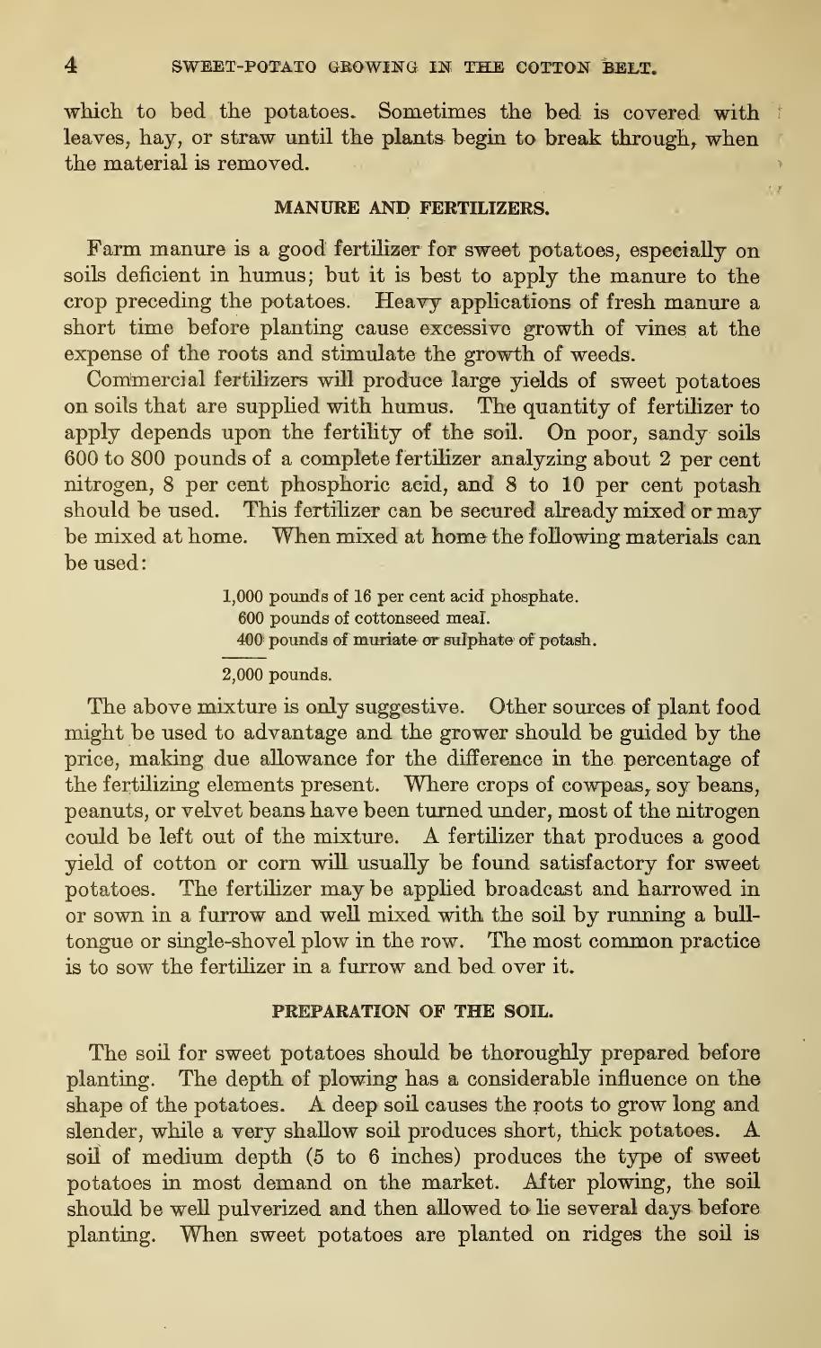which to bed the potatoes. Sometimes the bed is covered with leaves, hay, or straw until the plants begin to break through, when the material is removed.

## MANURE AND FERTILIZERS.

Farm manure is a good fertilizer for sweet potatoes, especially on soils deficient in humus; but it is best to apply the manure to the crop preceding the potatoes. Heavy applications of fresh manure a short time before planting cause excessive growth of vines at the expense of the roots and stimulate the growth of weeds.

Commercial fertilizers will produce large yields of sweet potatoes on soils that are supplied with humus. The quantity of fertilizer to apply depends upon the fertility of the soil. On poor, sandy soils 600 to 800 pounds of a complete fertilizer analyzing about 2 per cent nitrogen, 8 per cent phosphoric acid, and 8 to 10 per cent potash should be used. This fertilizer can be secured already mixed or may be mixed at home. When mixed at home the following materials can be used:

1,000 pounds of 16 per cent acid phosphate.
600 pounds of cottonseed meal.
400 pounds of muriate or sulphate of potash.

2,000 pounds.

The above mixture is only suggestive. Other sources of plant food might be used to advantage and the grower should be guided by the price, making due allowance for the difference in the percentage of the fertilizing elements present. Where crops of cowpeas, soy beans, peanuts, or velvet beans have been turned under, most of the nitrogen could be left out of the mixture. A fertilizer that produces a good yield of cotton or corn will usually be found satisfactory for sweet potatoes. The fertilizer may be applied broadcast and harrowed in or sown in a furrow and well mixed with the soil by running a bull-tongue or single-shovel plow in the row. The most common practice is to sow the fertilizer in a furrow and bed over it.

## PREPARATION OF THE SOIL.

The soil for sweet potatoes should be thoroughly prepared before planting. The depth of plowing has a considerable influence on the shape of the potatoes. A deep soil causes the roots to grow long and slender, while a very shallow soil produces short, thick potatoes. A soil of medium depth (5 to 6 inches) produces the type of sweet potatoes in most demand on the market. After plowing, the soil should be well pulverized and then allowed to lie several days before planting. When sweet potatoes are planted on ridges the soil is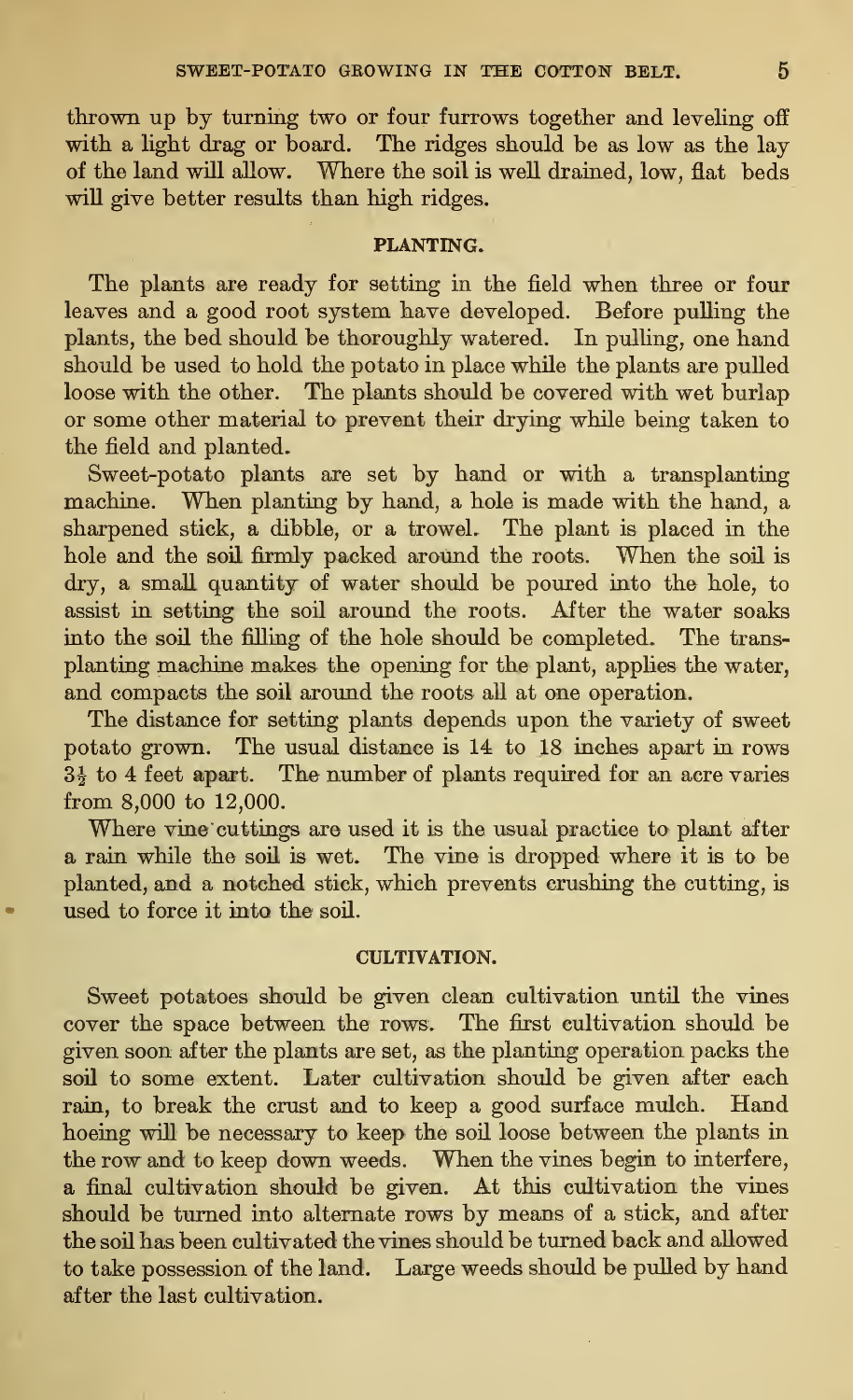thrown up by turning two or four furrows together and leveling off with a light drag or board. The ridges should be as low as the lay of the land will allow. Where the soil is well drained, low, flat beds will give better results than high ridges.

## PLANTING.

The plants are ready for setting in the field when three or four leaves and a good root system have developed. Before pulling the plants, the bed should be thoroughly watered. In pulling, one hand should be used to hold the potato in place while the plants are pulled loose with the other. The plants should be covered with wet burlap or some other material to prevent their drying while being taken to the field and planted.

Sweet-potato plants are set by hand or with a transplanting machine. When planting by hand, a hole is made with the hand, a sharpened stick, a dibble, or a trowel. The plant is placed in the hole and the soil firmly packed around the roots. When the soil is dry, a small quantity of water should be poured into the hole, to assist in setting the soil around the roots. After the water soaks into the soil the filling of the hole should be completed. The transplanting machine makes the opening for the plant, applies the water, and compacts the soil around the roots all at one operation.

The distance for setting plants depends upon the variety of sweet potato grown. The usual distance is 14 to 18 inches apart in rows $3\frac{1}{2}$ to 4 feet apart. The number of plants required for an acre varies from 8,000 to 12,000.

Where vine cuttings are used it is the usual practice to plant after a rain while the soil is wet. The vine is dropped where it is to be planted, and a notched stick, which prevents crushing the cutting, is used to force it into the soil.

## CULTIVATION.

Sweet potatoes should be given clean cultivation until the vines cover the space between the rows. The first cultivation should be given soon after the plants are set, as the planting operation packs the soil to some extent. Later cultivation should be given after each rain, to break the crust and to keep a good surface mulch. Hand hoeing will be necessary to keep the soil loose between the plants in the row and to keep down weeds. When the vines begin to interfere, a final cultivation should be given. At this cultivation the vines should be turned into alternate rows by means of a stick, and after the soil has been cultivated the vines should be turned back and allowed to take possession of the land. Large weeds should be pulled by hand after the last cultivation.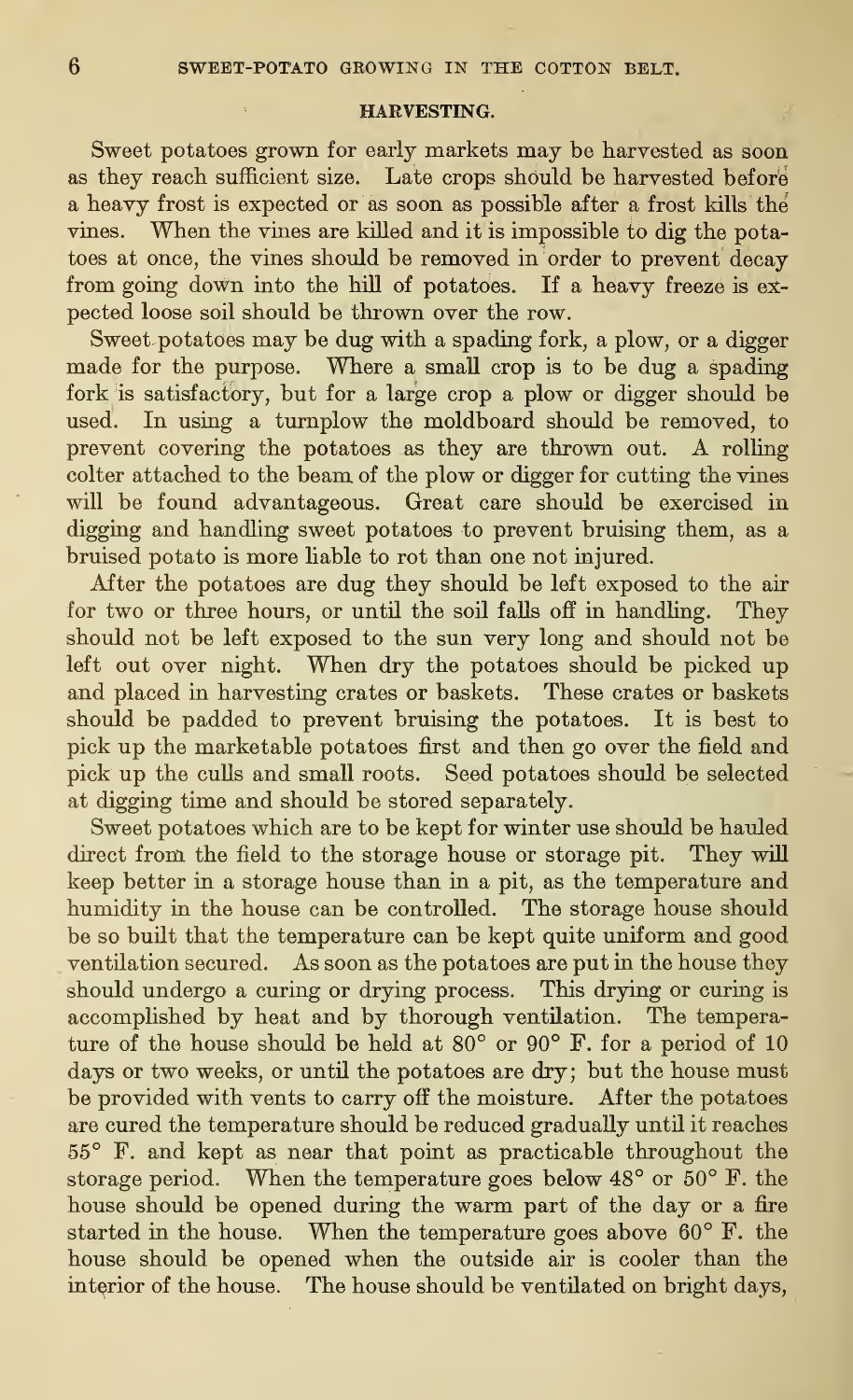## HARVESTING.

Sweet potatoes grown for early markets may be harvested as soon as they reach sufficient size. Late crops should be harvested before a heavy frost is expected or as soon as possible after a frost kills the vines. When the vines are killed and it is impossible to dig the potatoes at once, the vines should be removed in order to prevent decay from going down into the hill of potatoes. If a heavy freeze is expected loose soil should be thrown over the row.

Sweet potatoes may be dug with a spading fork, a plow, or a digger made for the purpose. Where a small crop is to be dug a spading fork is satisfactory, but for a large crop a plow or digger should be used. In using a turnplow the moldboard should be removed, to prevent covering the potatoes as they are thrown out. A rolling colter attached to the beam of the plow or digger for cutting the vines will be found advantageous. Great care should be exercised in digging and handling sweet potatoes to prevent bruising them, as a bruised potato is more liable to rot than one not injured.

After the potatoes are dug they should be left exposed to the air for two or three hours, or until the soil falls off in handling. They should not be left exposed to the sun very long and should not be left out over night. When dry the potatoes should be picked up and placed in harvesting crates or baskets. These crates or baskets should be padded to prevent bruising the potatoes. It is best to pick up the marketable potatoes first and then go over the field and pick up the culls and small roots. Seed potatoes should be selected at digging time and should be stored separately.

Sweet potatoes which are to be kept for winter use should be hauled direct from the field to the storage house or storage pit. They will keep better in a storage house than in a pit, as the temperature and humidity in the house can be controlled. The storage house should be so built that the temperature can be kept quite uniform and good ventilation secured. As soon as the potatoes are put in the house they should undergo a curing or drying process. This drying or curing is accomplished by heat and by thorough ventilation. The temperature of the house should be held at 80° or 90° F. for a period of 10 days or two weeks, or until the potatoes are dry; but the house must be provided with vents to carry off the moisture. After the potatoes are cured the temperature should be reduced gradually until it reaches 55° F. and kept as near that point as practicable throughout the storage period. When the temperature goes below 48° or 50° F. the house should be opened during the warm part of the day or a fire started in the house. When the temperature goes above 60° F. the house should be opened when the outside air is cooler than the interior of the house. The house should be ventilated on bright days,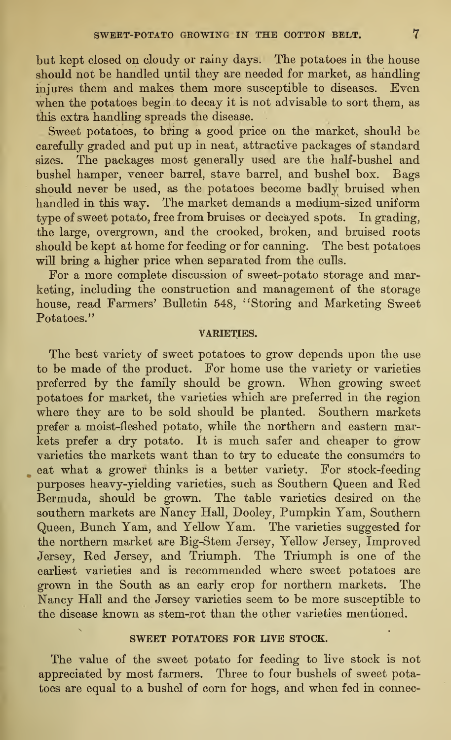but kept closed on cloudy or rainy days. The potatoes in the house should not be handled until they are needed for market, as handling injures them and makes them more susceptible to diseases. Even when the potatoes begin to decay it is not advisable to sort them, as this extra handling spreads the disease.

Sweet potatoes, to bring a good price on the market, should be carefully graded and put up in neat, attractive packages of standard sizes. The packages most generally used are the half-bushel and bushel hamper, veneer barrel, stave barrel, and bushel box. Bags should never be used, as the potatoes become badly bruised when handled in this way. The market demands a medium-sized uniform type of sweet potato, free from bruises or decayed spots. In grading, the large, overgrown, and the crooked, broken, and bruised roots should be kept at home for feeding or for canning. The best potatoes will bring a higher price when separated from the culls.

For a more complete discussion of sweet-potato storage and marketing, including the construction and management of the storage house, read Farmers' Bulletin 548, "Storing and Marketing Sweet Potatoes."

## VARIETIES.

The best variety of sweet potatoes to grow depends upon the use to be made of the product. For home use the variety or varieties preferred by the family should be grown. When growing sweet potatoes for market, the varieties which are preferred in the region where they are to be sold should be planted. Southern markets prefer a moist-fleshed potato, while the northern and eastern markets prefer a dry potato. It is much safer and cheaper to grow varieties the markets want than to try to educate the consumers to eat what a grower thinks is a better variety. For stock-feeding purposes heavy-yielding varieties, such as Southern Queen and Red Bermuda, should be grown. The table varieties desired on the southern markets are Nancy Hall, Dooley, Pumpkin Yam, Southern Queen, Bunch Yam, and Yellow Yam. The varieties suggested for the northern market are Big-Stem Jersey, Yellow Jersey, Improved Jersey, Red Jersey, and Triumph. The Triumph is one of the earliest varieties and is recommended where sweet potatoes are grown in the South as an early crop for northern markets. The Nancy Hall and the Jersey varieties seem to be more susceptible to the disease known as stem-rot than the other varieties mentioned.

## SWEET POTATOES FOR LIVE STOCK.

The value of the sweet potato for feeding to live stock is not appreciated by most farmers. Three to four bushels of sweet potatoes are equal to a bushel of corn for hogs, and when fed in connec-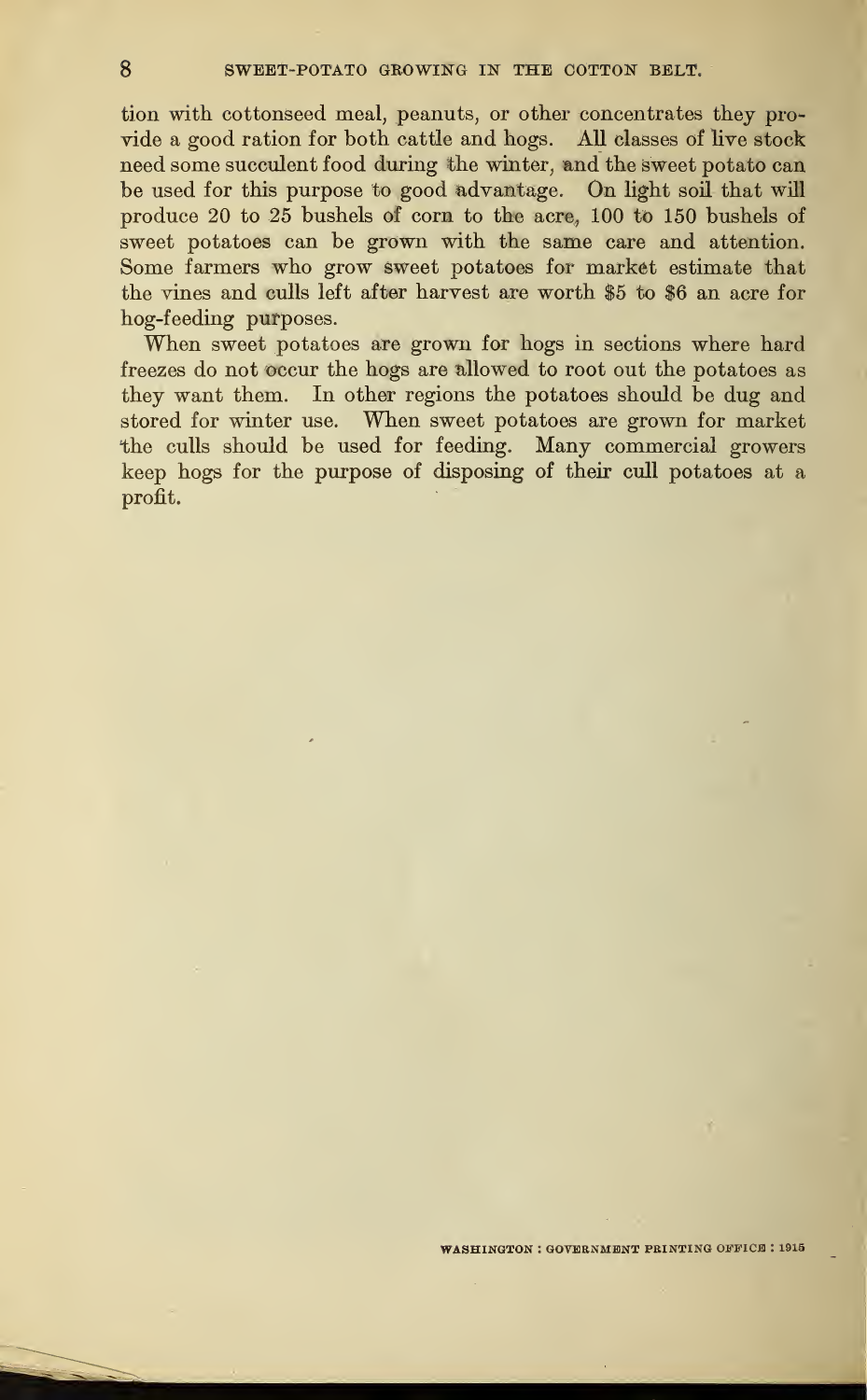tion with cottonseed meal, peanuts, or other concentrates they provide a good ration for both cattle and hogs. All classes of live stock need some succulent food during the winter, and the sweet potato can be used for this purpose to good advantage. On light soil that will produce 20 to 25 bushels of corn to the acre, 100 to 150 bushels of sweet potatoes can be grown with the same care and attention. Some farmers who grow sweet potatoes for market estimate that the vines and culls left after harvest are worth $5 to $6 an acre for hog-feeding purposes.

When sweet potatoes are grown for hogs in sections where hard freezes do not occur the hogs are allowed to root out the potatoes as they want them. In other regions the potatoes should be dug and stored for winter use. When sweet potatoes are grown for market the culls should be used for feeding. Many commercial growers keep hogs for the purpose of disposing of their cull potatoes at a profit.

WASHINGTON : GOVERNMENT PRINTING OFFICE : 1915